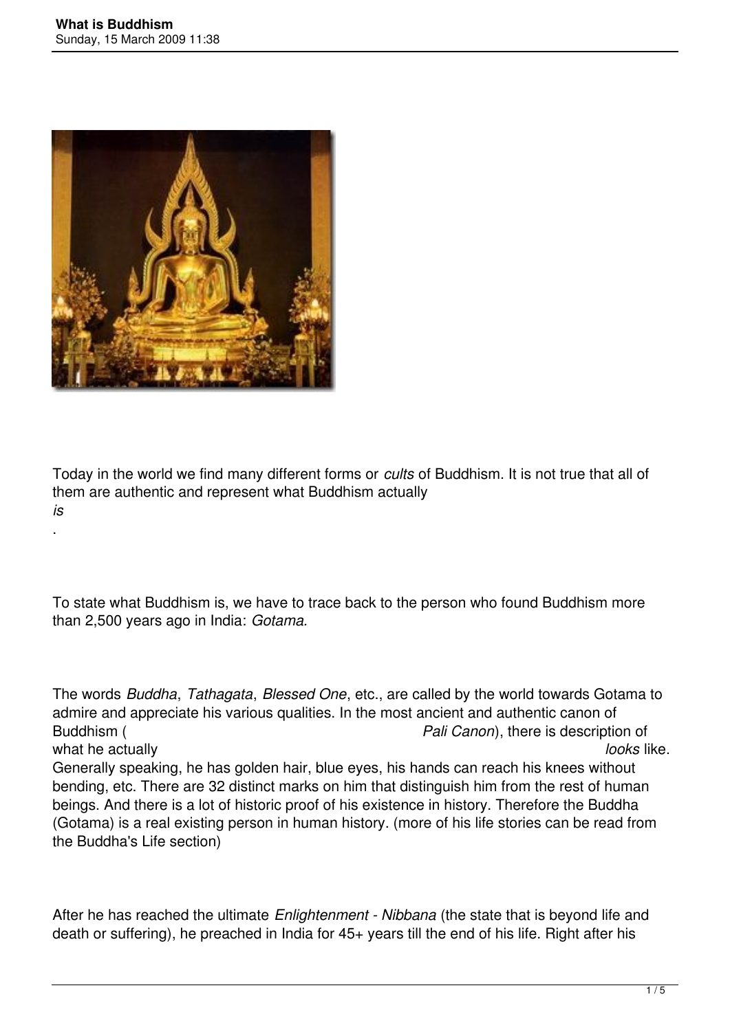Today in the world we find many different forms or *cults* of Buddhism. It is not true that all of them are authentic and represent what Buddhism actually *is*.

To state what Buddhism is, we have to trace back to the person who found Buddhism more than 2,500 years ago in India: *Gotama*.

The words *Buddha*, *Tathagata*, *Blessed One*, etc., are called by the world towards Gotama to admire and appreciate his various qualities. In the most ancient and authentic canon of Buddhism (*Pali Canon*), there is description of what he actually *looks* like. Generally speaking, he has golden hair, blue eyes, his hands can reach his knees without bending, etc. There are 32 distinct marks on him that distinguish him from the rest of human beings. And there is a lot of historic proof of his existence in history. Therefore the Buddha (Gotama) is a real existing person in human history. (more of his life stories can be read from the Buddha's Life section)

After he has reached the ultimate *Enlightenment* - *Nibbana* (the state that is beyond life and death or suffering), he preached in India for 45+ years till the end of his life. Right after his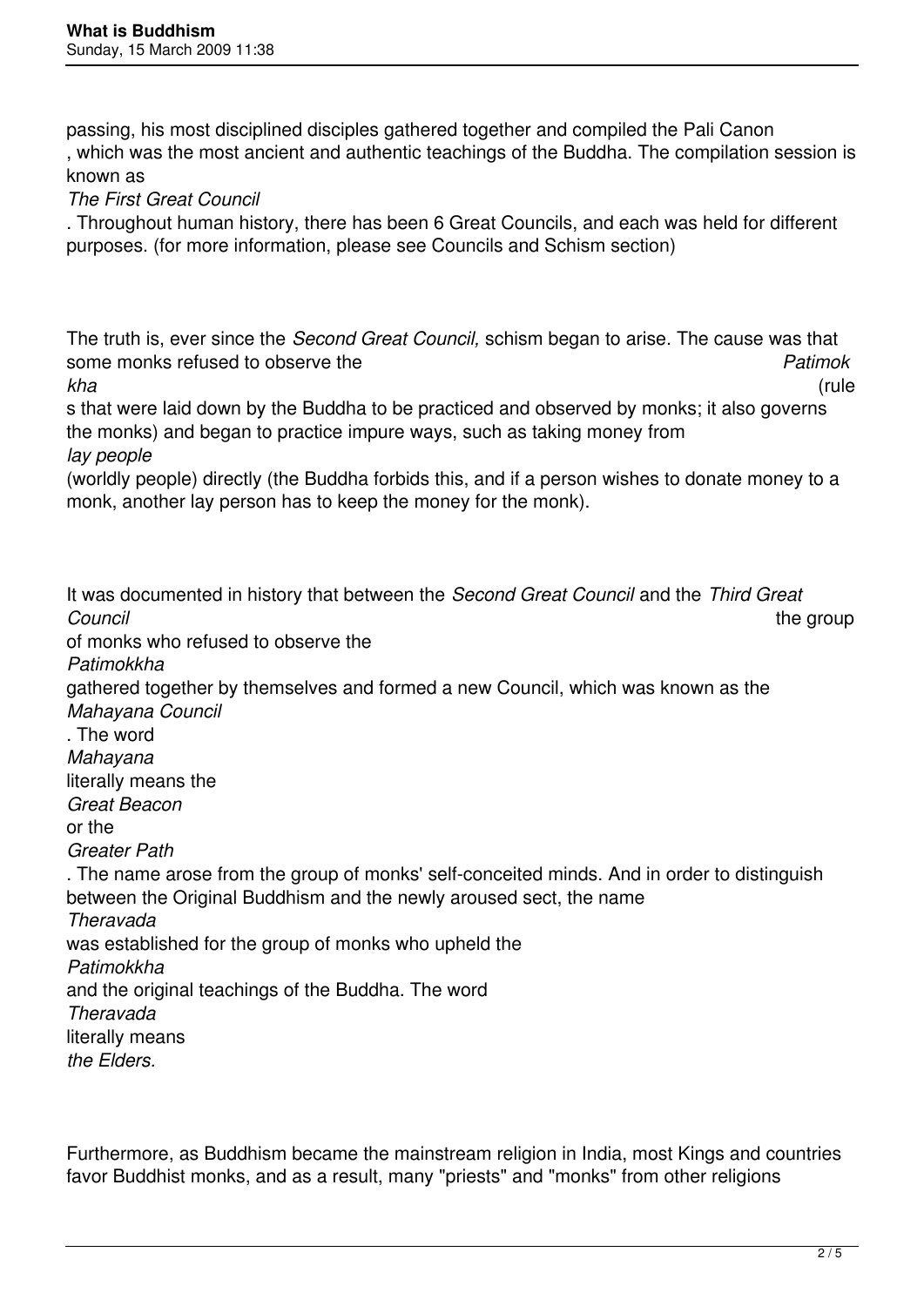passing, his most disciplined disciples gathered together and compiled the Pali Canon, which was the most ancient and authentic teachings of the Buddha. The compilation session is known as *The First Great Council*. Throughout human history, there has been 6 Great Councils, and each was held for different purposes. (for more information, please see Councils and Schism section)

The truth is, ever since the *Second Great Council,* schism began to arise. The cause was that some monks refused to observe the *Patimokkha* (rules that were laid down by the Buddha to be practiced and observed by monks; it also governs the monks) and began to practice impure ways, such as taking money from *lay people* (worldly people) directly (the Buddha forbids this, and if a person wishes to donate money to a monk, another lay person has to keep the money for the monk).

It was documented in history that between the *Second Great Council* and the *Third Great Council* the group of monks who refused to observe the *Patimokkha* gathered together by themselves and formed a new Council, which was known as the *Mahayana Council*. The word *Mahayana* literally means the *Great Beacon* or the *Greater Path*. The name arose from the group of monks' self-conceited minds. And in order to distinguish between the Original Buddhism and the newly aroused sect, the name *Theravada* was established for the group of monks who upheld the *Patimokkha* and the original teachings of the Buddha. The word *Theravada* literally means *the Elders.*

Furthermore, as Buddhism became the mainstream religion in India, most Kings and countries favor Buddhist monks, and as a result, many "priests" and "monks" from other religions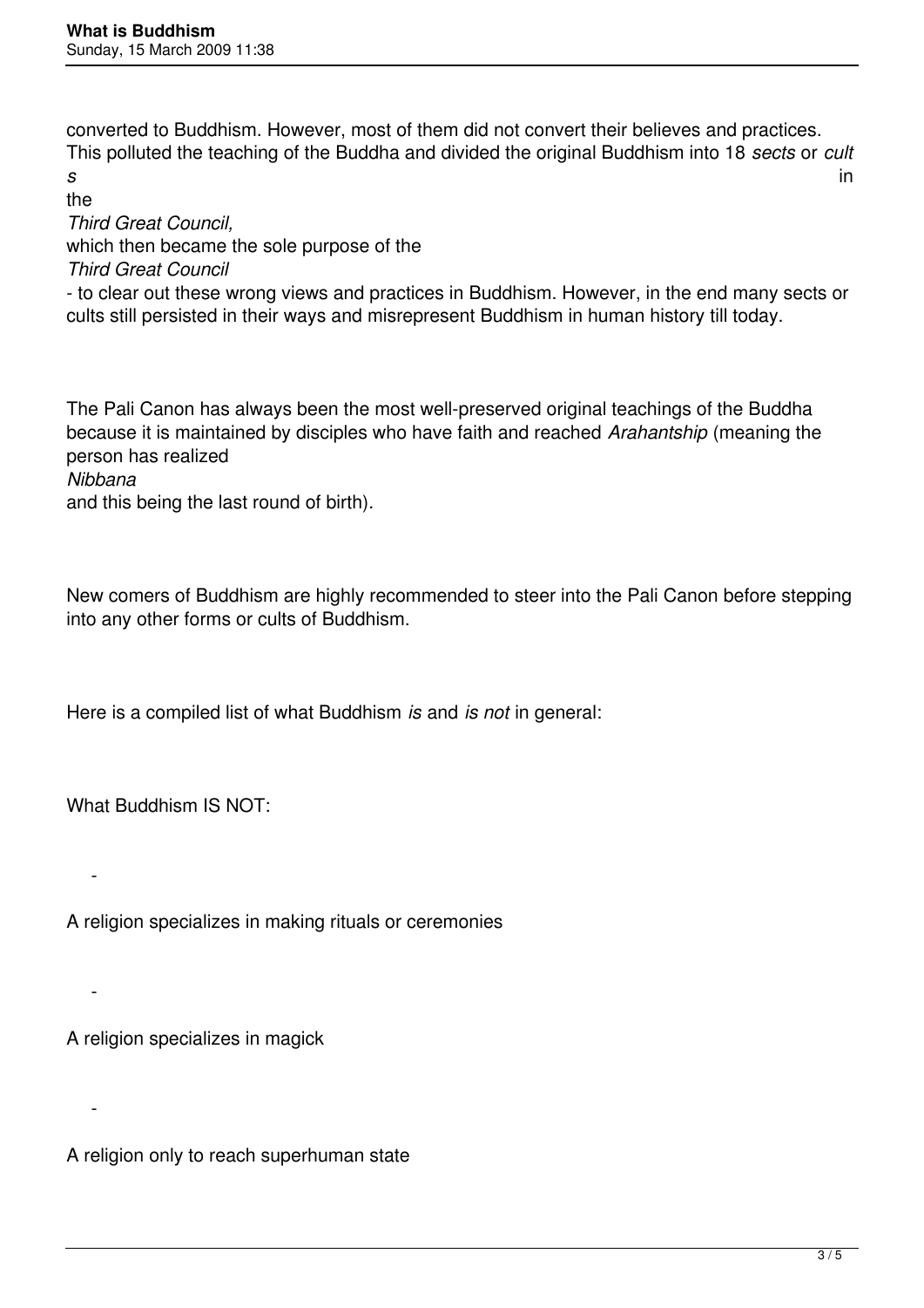converted to Buddhism. However, most of them did not convert their believes and practices. This polluted the teaching of the Buddha and divided the original Buddhism into 18 *sects* or *cults* in the *Third Great Council,* which then became the sole purpose of the *Third Great Council* - to clear out these wrong views and practices in Buddhism. However, in the end many sects or cults still persisted in their ways and misrepresent Buddhism in human history till today.

The Pali Canon has always been the most well-preserved original teachings of the Buddha because it is maintained by disciples who have faith and reached *Arahantship* (meaning the person has realized *Nibbana* and this being the last round of birth).

New comers of Buddhism are highly recommended to steer into the Pali Canon before stepping into any other forms or cults of Buddhism.

Here is a compiled list of what Buddhism *is* and *is not* in general:

What Buddhism IS NOT:

- A religion specializes in making rituals or ceremonies

- A religion specializes in magick

- A religion only to reach superhuman state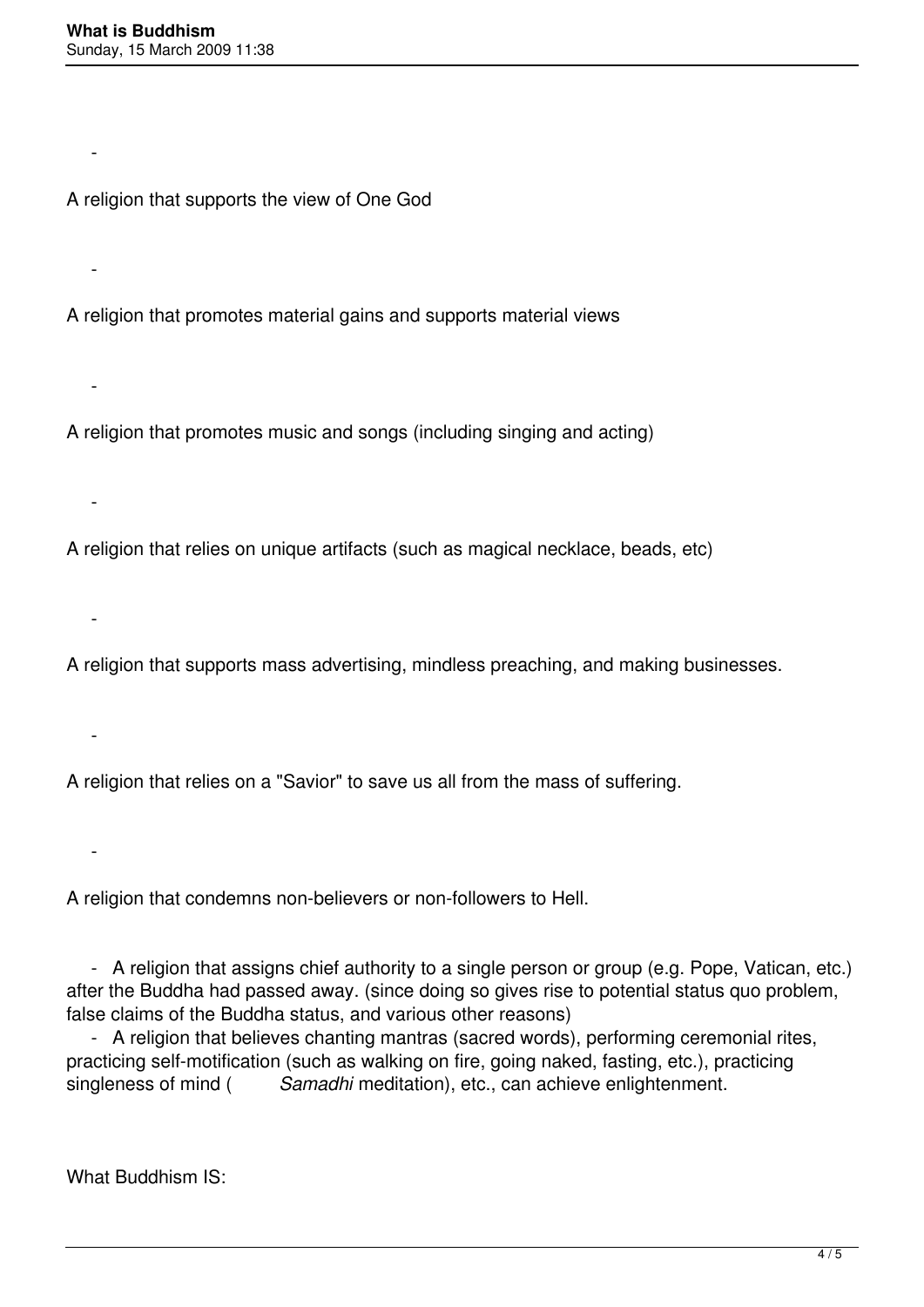- A religion that supports the view of One God
- A religion that promotes material gains and supports material views
- A religion that promotes music and songs (including singing and acting)
- A religion that relies on unique artifacts (such as magical necklace, beads, etc)
- A religion that supports mass advertising, mindless preaching, and making businesses.
- A religion that relies on a "Savior" to save us all from the mass of suffering.
- A religion that condemns non-believers or non-followers to Hell.
- A religion that assigns chief authority to a single person or group (e.g. Pope, Vatican, etc.) after the Buddha had passed away. (since doing so gives rise to potential status quo problem, false claims of the Buddha status, and various other reasons)
- A religion that believes chanting mantras (sacred words), performing ceremonial rites, practicing self-motification (such as walking on fire, going naked, fasting, etc.), practicing singleness of mind ( *Samadhi* meditation), etc., can achieve enlightenment.

What Buddhism IS: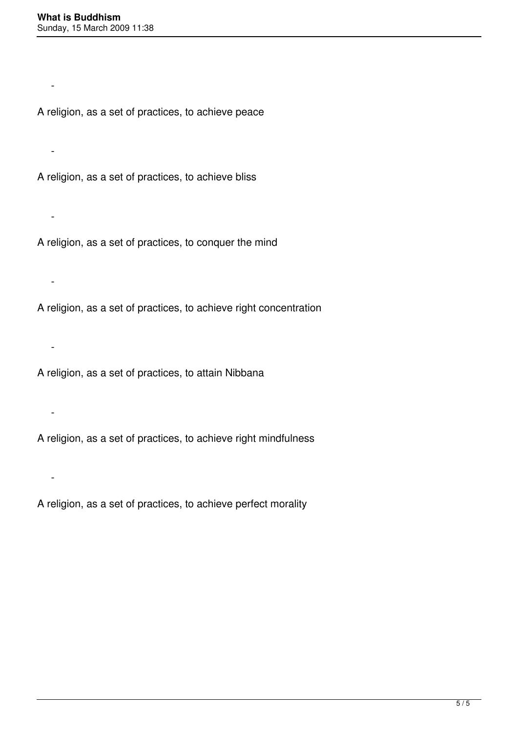- A religion, as a set of practices, to achieve peace

- A religion, as a set of practices, to achieve bliss

- A religion, as a set of practices, to conquer the mind

- A religion, as a set of practices, to achieve right concentration

- A religion, as a set of practices, to attain Nibbana

- A religion, as a set of practices, to achieve right mindfulness

- A religion, as a set of practices, to achieve perfect morality